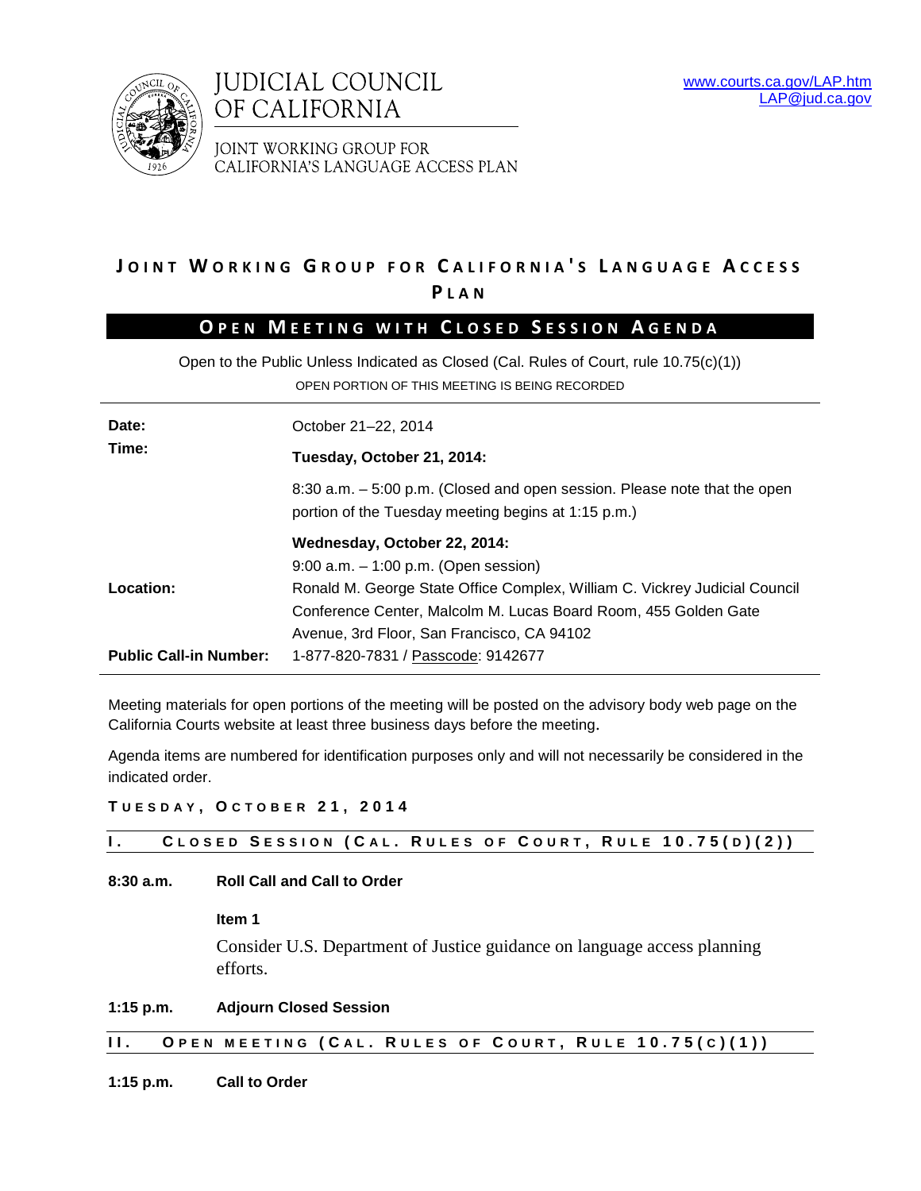JUDICIAL COUNCIL OF CALIFORNIA

JOINT WORKING GROUP FOR CALIFORNIA'S LANGUAGE ACCESS PLAN

www.courts.ca.gov/LAP.htm
LAP@jud.ca.gov

# JOINT WORKING GROUP FOR CALIFORNIA'S LANGUAGE ACCESS PLAN

## OPEN MEETING WITH CLOSED SESSION AGENDA

Open to the Public Unless Indicated as Closed (Cal. Rules of Court, rule 10.75(c)(1))

OPEN PORTION OF THIS MEETING IS BEING RECORDED

| | |
|---|---|
| **Date:** | October 21–22, 2014 |
| **Time:** | **Tuesday, October 21, 2014:**<br>8:30 a.m. – 5:00 p.m. (Closed and open session. Please note that the open portion of the Tuesday meeting begins at 1:15 p.m.)<br>**Wednesday, October 22, 2014:**<br>9:00 a.m. – 1:00 p.m. (Open session) |
| **Location:** | Ronald M. George State Office Complex, William C. Vickrey Judicial Council Conference Center, Malcolm M. Lucas Board Room, 455 Golden Gate Avenue, 3rd Floor, San Francisco, CA 94102 |
| **Public Call-in Number:** | 1-877-820-7831 / Passcode: 9142677 |

Meeting materials for open portions of the meeting will be posted on the advisory body web page on the California Courts website at least three business days before the meeting.

Agenda items are numbered for identification purposes only and will not necessarily be considered in the indicated order.

### TUESDAY, OCTOBER 21, 2014

### I. CLOSED SESSION (CAL. RULES OF COURT, RULE 10.75(D)(2))

**8:30 a.m.** **Roll Call and Call to Order**

**Item 1**

Consider U.S. Department of Justice guidance on language access planning efforts.

**1:15 p.m.** **Adjourn Closed Session**

### II. OPEN MEETING (CAL. RULES OF COURT, RULE 10.75(C)(1))

**1:15 p.m.** **Call to Order**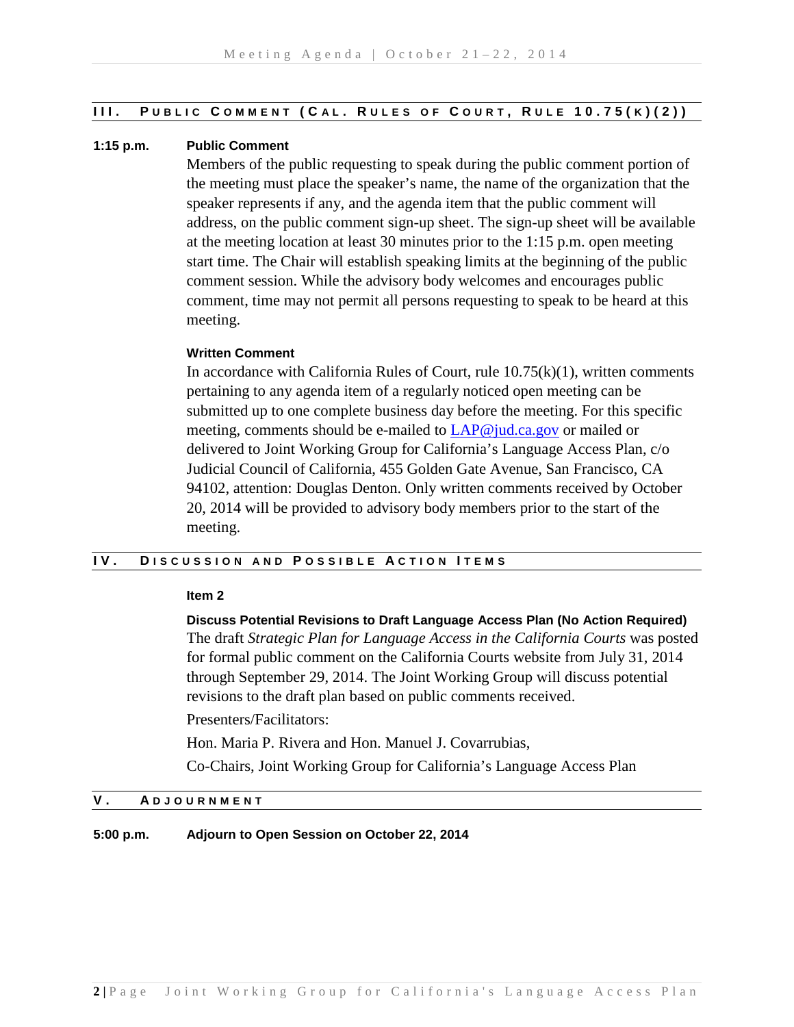## III. Public Comment (Cal. Rules of Court, Rule 10.75(k)(2))

**1:15 p.m.** **Public Comment**

Members of the public requesting to speak during the public comment portion of the meeting must place the speaker's name, the name of the organization that the speaker represents if any, and the agenda item that the public comment will address, on the public comment sign-up sheet. The sign-up sheet will be available at the meeting location at least 30 minutes prior to the 1:15 p.m. open meeting start time. The Chair will establish speaking limits at the beginning of the public comment session. While the advisory body welcomes and encourages public comment, time may not permit all persons requesting to speak to be heard at this meeting.

**Written Comment**

In accordance with California Rules of Court, rule 10.75(k)(1), written comments pertaining to any agenda item of a regularly noticed open meeting can be submitted up to one complete business day before the meeting. For this specific meeting, comments should be e-mailed to LAP@jud.ca.gov or mailed or delivered to Joint Working Group for California's Language Access Plan, c/o Judicial Council of California, 455 Golden Gate Avenue, San Francisco, CA 94102, attention: Douglas Denton. Only written comments received by October 20, 2014 will be provided to advisory body members prior to the start of the meeting.

## IV. Discussion and Possible Action Items

**Item 2**

**Discuss Potential Revisions to Draft Language Access Plan (No Action Required)**

The draft *Strategic Plan for Language Access in the California Courts* was posted for formal public comment on the California Courts website from July 31, 2014 through September 29, 2014. The Joint Working Group will discuss potential revisions to the draft plan based on public comments received.

Presenters/Facilitators:

Hon. Maria P. Rivera and Hon. Manuel J. Covarrubias,

Co-Chairs, Joint Working Group for California's Language Access Plan

## V. Adjournment

**5:00 p.m.** **Adjourn to Open Session on October 22, 2014**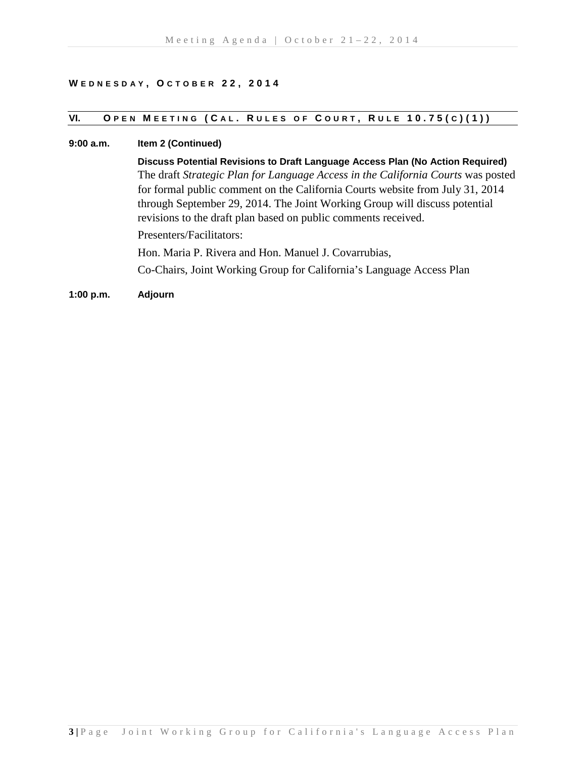## Wednesday, October 22, 2014

## VI. Open Meeting (Cal. Rules of Court, Rule 10.75(c)(1))

**9:00 a.m.** **Item 2 (Continued)**

**Discuss Potential Revisions to Draft Language Access Plan (No Action Required)**

The draft *Strategic Plan for Language Access in the California Courts* was posted for formal public comment on the California Courts website from July 31, 2014 through September 29, 2014. The Joint Working Group will discuss potential revisions to the draft plan based on public comments received.

Presenters/Facilitators:

Hon. Maria P. Rivera and Hon. Manuel J. Covarrubias,

Co-Chairs, Joint Working Group for California's Language Access Plan

**1:00 p.m.** **Adjourn**